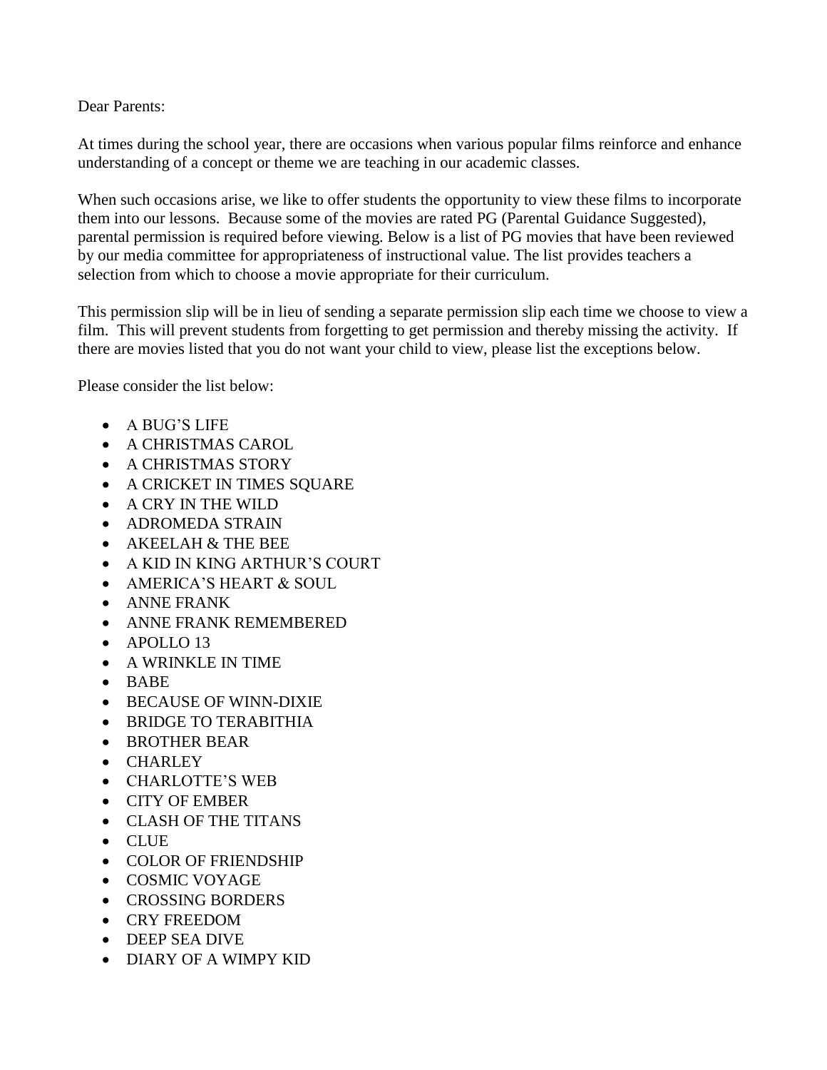Dear Parents:

At times during the school year, there are occasions when various popular films reinforce and enhance understanding of a concept or theme we are teaching in our academic classes.

When such occasions arise, we like to offer students the opportunity to view these films to incorporate them into our lessons. Because some of the movies are rated PG (Parental Guidance Suggested), parental permission is required before viewing. Below is a list of PG movies that have been reviewed by our media committee for appropriateness of instructional value. The list provides teachers a selection from which to choose a movie appropriate for their curriculum.

This permission slip will be in lieu of sending a separate permission slip each time we choose to view a film. This will prevent students from forgetting to get permission and thereby missing the activity. If there are movies listed that you do not want your child to view, please list the exceptions below.

Please consider the list below:

- A BUG'S LIFE
- A CHRISTMAS CAROL
- A CHRISTMAS STORY
- A CRICKET IN TIMES SQUARE
- A CRY IN THE WILD
- ADROMEDA STRAIN
- AKEELAH & THE BEE
- A KID IN KING ARTHUR'S COURT
- AMERICA'S HEART & SOUL
- ANNE FRANK
- ANNE FRANK REMEMBERED
- APOLLO 13
- A WRINKLE IN TIME
- BABE
- BECAUSE OF WINN-DIXIE
- BRIDGE TO TERABITHIA
- BROTHER BEAR
- CHARLEY
- CHARLOTTE'S WEB
- CITY OF EMBER
- CLASH OF THE TITANS
- CLUE
- COLOR OF FRIENDSHIP
- COSMIC VOYAGE
- CROSSING BORDERS
- CRY FREEDOM
- DEEP SEA DIVE
- DIARY OF A WIMPY KID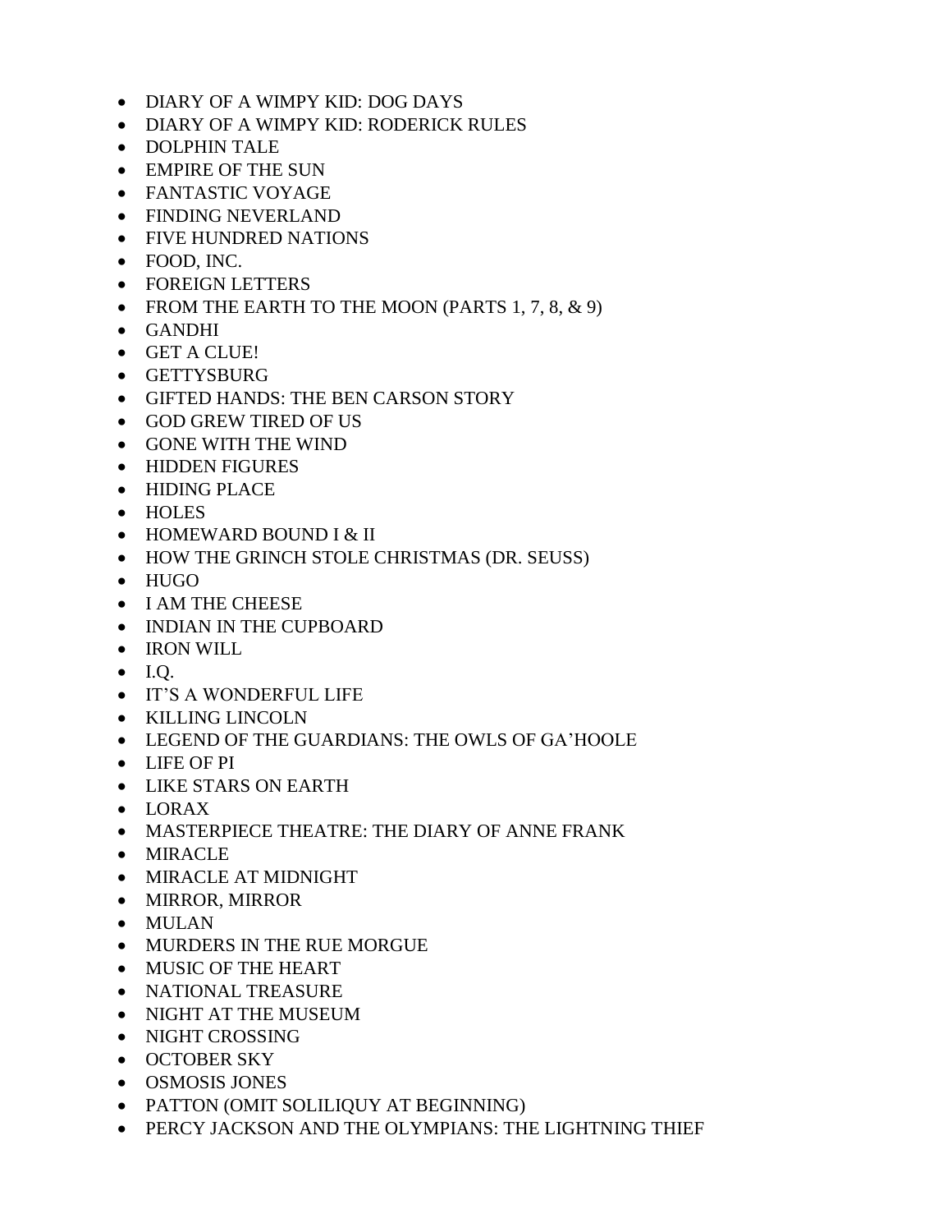- DIARY OF A WIMPY KID: DOG DAYS
- DIARY OF A WIMPY KID: RODERICK RULES
- DOLPHIN TALE
- EMPIRE OF THE SUN
- FANTASTIC VOYAGE
- FINDING NEVERLAND
- FIVE HUNDRED NATIONS
- FOOD, INC.
- FOREIGN LETTERS
- FROM THE EARTH TO THE MOON (PARTS 1, 7, 8, & 9)
- GANDHI
- GET A CLUE!
- GETTYSBURG
- GIFTED HANDS: THE BEN CARSON STORY
- GOD GREW TIRED OF US
- GONE WITH THE WIND
- HIDDEN FIGURES
- HIDING PLACE
- HOLES
- HOMEWARD BOUND I & II
- HOW THE GRINCH STOLE CHRISTMAS (DR. SEUSS)
- HUGO
- I AM THE CHEESE
- INDIAN IN THE CUPBOARD
- IRON WILL
- I.Q.
- IT'S A WONDERFUL LIFE
- KILLING LINCOLN
- LEGEND OF THE GUARDIANS: THE OWLS OF GA'HOOLE
- LIFE OF PI
- LIKE STARS ON EARTH
- LORAX
- MASTERPIECE THEATRE: THE DIARY OF ANNE FRANK
- MIRACLE
- MIRACLE AT MIDNIGHT
- MIRROR, MIRROR
- MULAN
- MURDERS IN THE RUE MORGUE
- MUSIC OF THE HEART
- NATIONAL TREASURE
- NIGHT AT THE MUSEUM
- NIGHT CROSSING
- OCTOBER SKY
- OSMOSIS JONES
- PATTON (OMIT SOLILIQUY AT BEGINNING)
- PERCY JACKSON AND THE OLYMPIANS: THE LIGHTNING THIEF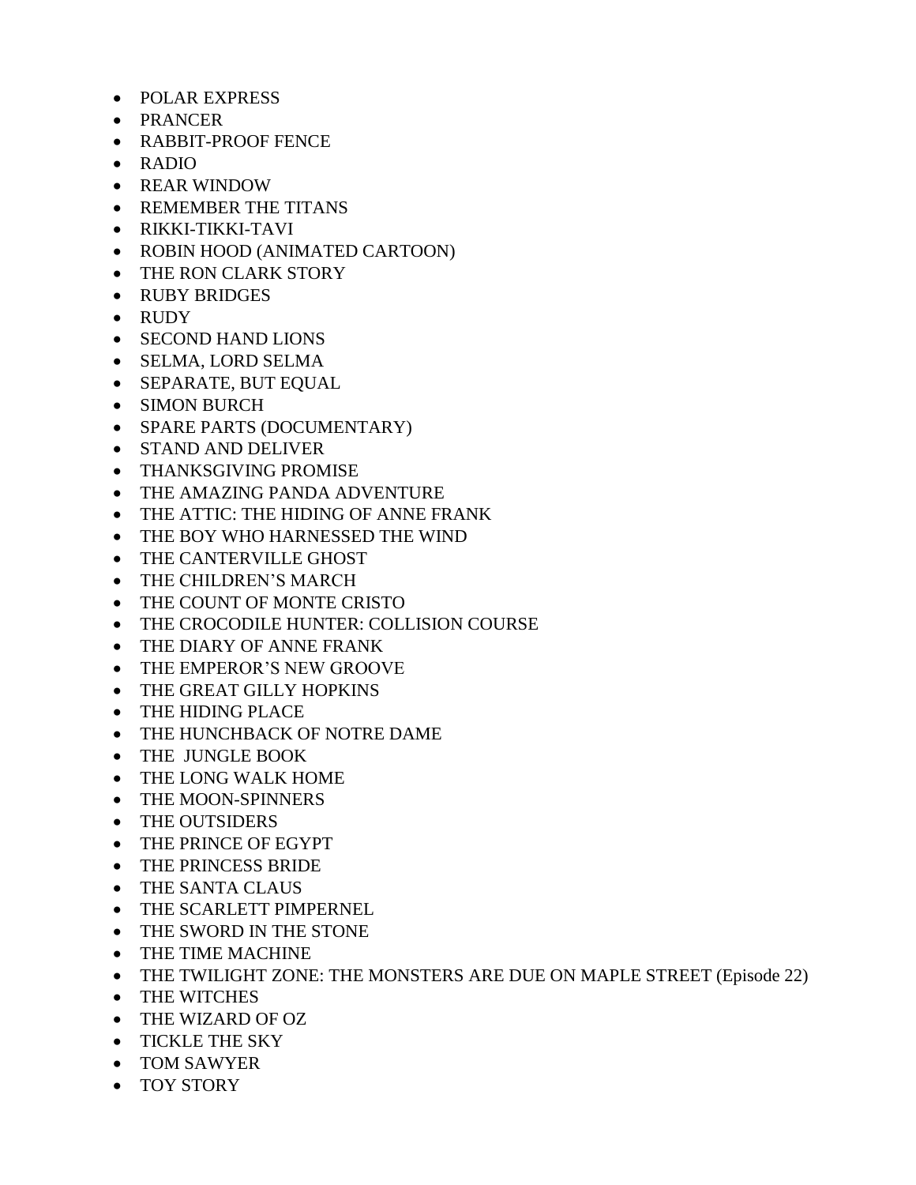- POLAR EXPRESS
- PRANCER
- RABBIT-PROOF FENCE
- RADIO
- REAR WINDOW
- REMEMBER THE TITANS
- RIKKI-TIKKI-TAVI
- ROBIN HOOD (ANIMATED CARTOON)
- THE RON CLARK STORY
- RUBY BRIDGES
- RUDY
- SECOND HAND LIONS
- SELMA, LORD SELMA
- SEPARATE, BUT EQUAL
- SIMON BURCH
- SPARE PARTS (DOCUMENTARY)
- STAND AND DELIVER
- THANKSGIVING PROMISE
- THE AMAZING PANDA ADVENTURE
- THE ATTIC: THE HIDING OF ANNE FRANK
- THE BOY WHO HARNESSED THE WIND
- THE CANTERVILLE GHOST
- THE CHILDREN'S MARCH
- THE COUNT OF MONTE CRISTO
- THE CROCODILE HUNTER: COLLISION COURSE
- THE DIARY OF ANNE FRANK
- THE EMPEROR'S NEW GROOVE
- THE GREAT GILLY HOPKINS
- THE HIDING PLACE
- THE HUNCHBACK OF NOTRE DAME
- THE JUNGLE BOOK
- THE LONG WALK HOME
- THE MOON-SPINNERS
- THE OUTSIDERS
- THE PRINCE OF EGYPT
- THE PRINCESS BRIDE
- THE SANTA CLAUS
- THE SCARLETT PIMPERNEL
- THE SWORD IN THE STONE
- THE TIME MACHINE
- THE TWILIGHT ZONE: THE MONSTERS ARE DUE ON MAPLE STREET (Episode 22)
- THE WITCHES
- THE WIZARD OF OZ
- TICKLE THE SKY
- TOM SAWYER
- TOY STORY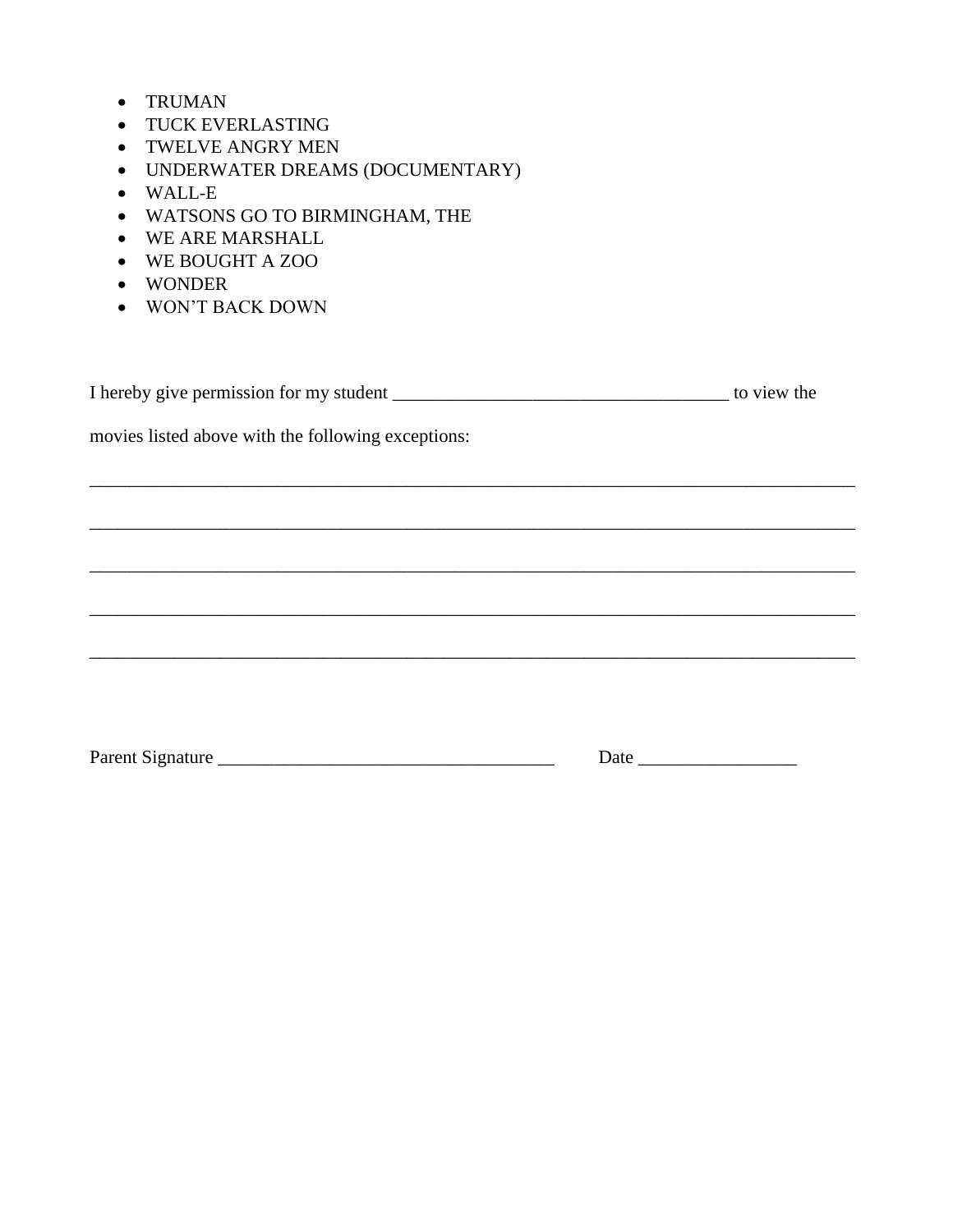- TRUMAN
- TUCK EVERLASTING
- TWELVE ANGRY MEN
- UNDERWATER DREAMS (DOCUMENTARY)
- WALL-E
- WATSONS GO TO BIRMINGHAM, THE
- WE ARE MARSHALL
- WE BOUGHT A ZOO
- WONDER
- WON'T BACK DOWN

I hereby give permission for my student ___________________________________ to view the movies listed above with the following exceptions:

________________________________________________________________________________

________________________________________________________________________________

________________________________________________________________________________

________________________________________________________________________________

________________________________________________________________________________

Parent Signature ___________________________________ Date ________________